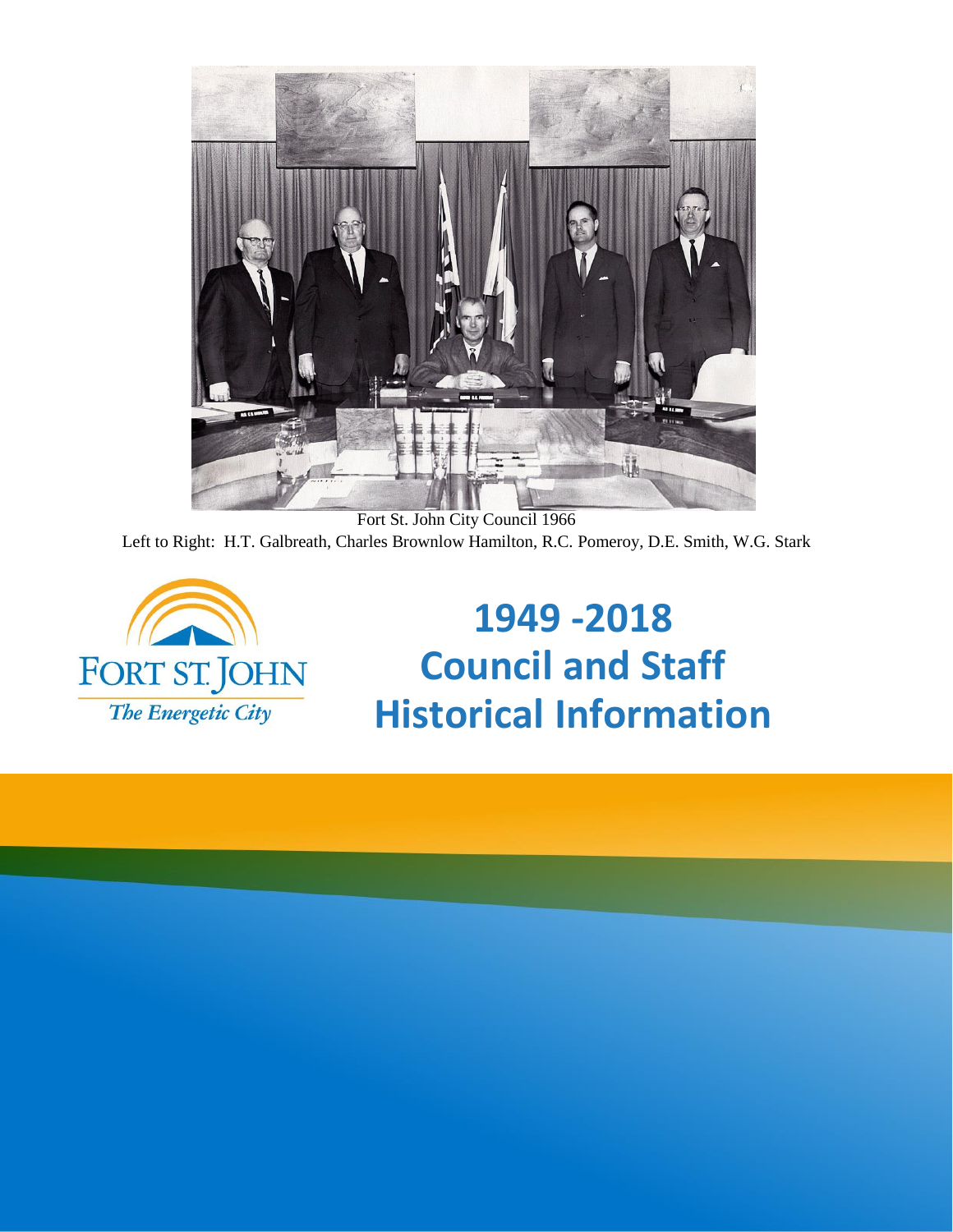Fort St. John City Council 1966

Left to Right: H.T. Galbreath, Charles Brownlow Hamilton, R.C. Pomeroy, D.E. Smith, W.G. Stark

FORT ST. JOHN

*The Energetic City*

# 1949 -2018
# Council and Staff
# Historical Information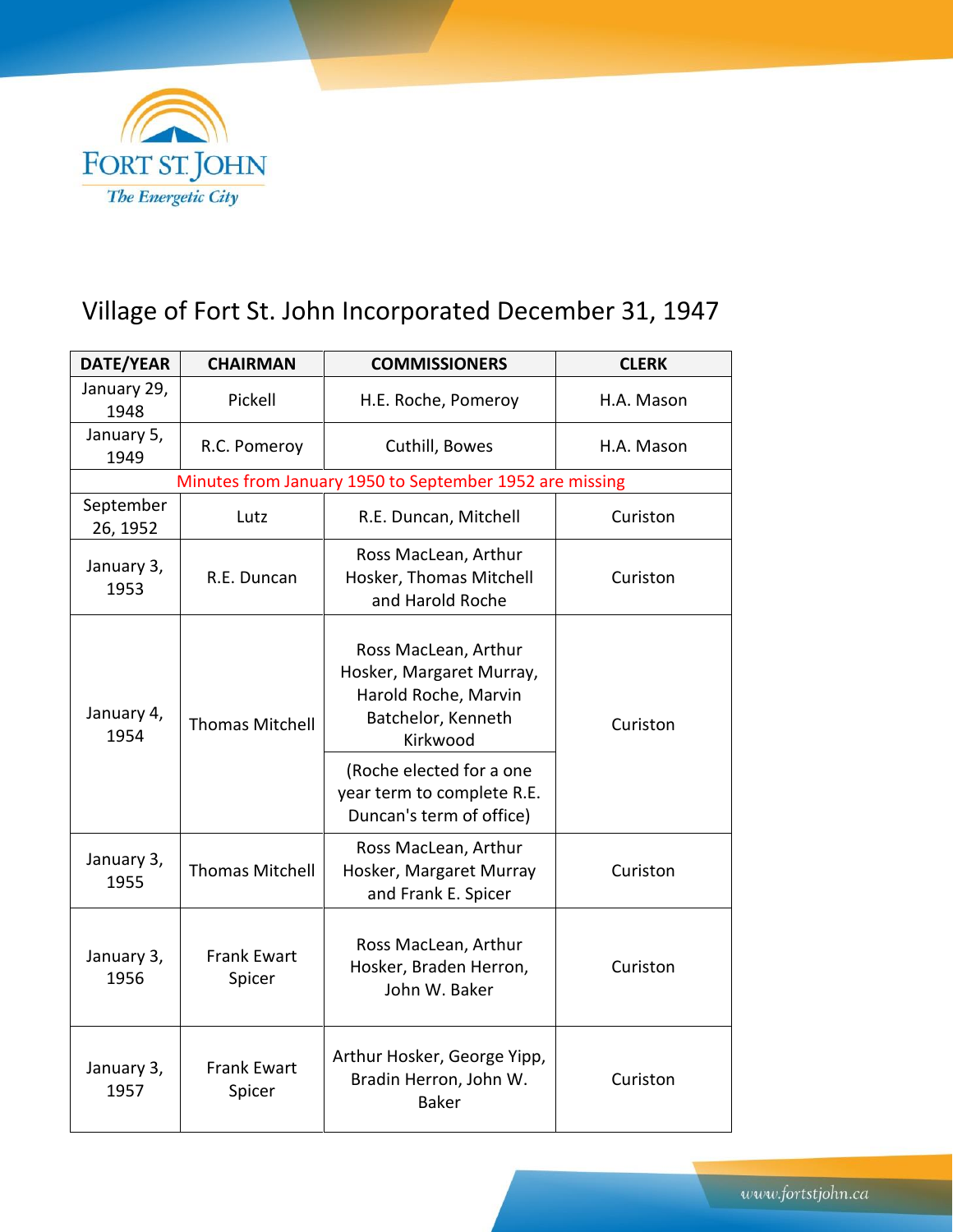# Village of Fort St. John Incorporated December 31, 1947

| DATE/YEAR | CHAIRMAN | COMMISSIONERS | CLERK |
|---|---|---|---|
| January 29, 1948 | Pickell | H.E. Roche, Pomeroy | H.A. Mason |
| January 5, 1949 | R.C. Pomeroy | Cuthill, Bowes | H.A. Mason |
| Minutes from January 1950 to September 1952 are missing | | | |
| September 26, 1952 | Lutz | R.E. Duncan, Mitchell | Curiston |
| January 3, 1953 | R.E. Duncan | Ross MacLean, Arthur Hosker, Thomas Mitchell and Harold Roche | Curiston |
| January 4, 1954 | Thomas Mitchell | Ross MacLean, Arthur Hosker, Margaret Murray, Harold Roche, Marvin Batchelor, Kenneth Kirkwood (Roche elected for a one year term to complete R.E. Duncan's term of office) | Curiston |
| January 3, 1955 | Thomas Mitchell | Ross MacLean, Arthur Hosker, Margaret Murray and Frank E. Spicer | Curiston |
| January 3, 1956 | Frank Ewart Spicer | Ross MacLean, Arthur Hosker, Braden Herron, John W. Baker | Curiston |
| January 3, 1957 | Frank Ewart Spicer | Arthur Hosker, George Yipp, Bradin Herron, John W. Baker | Curiston |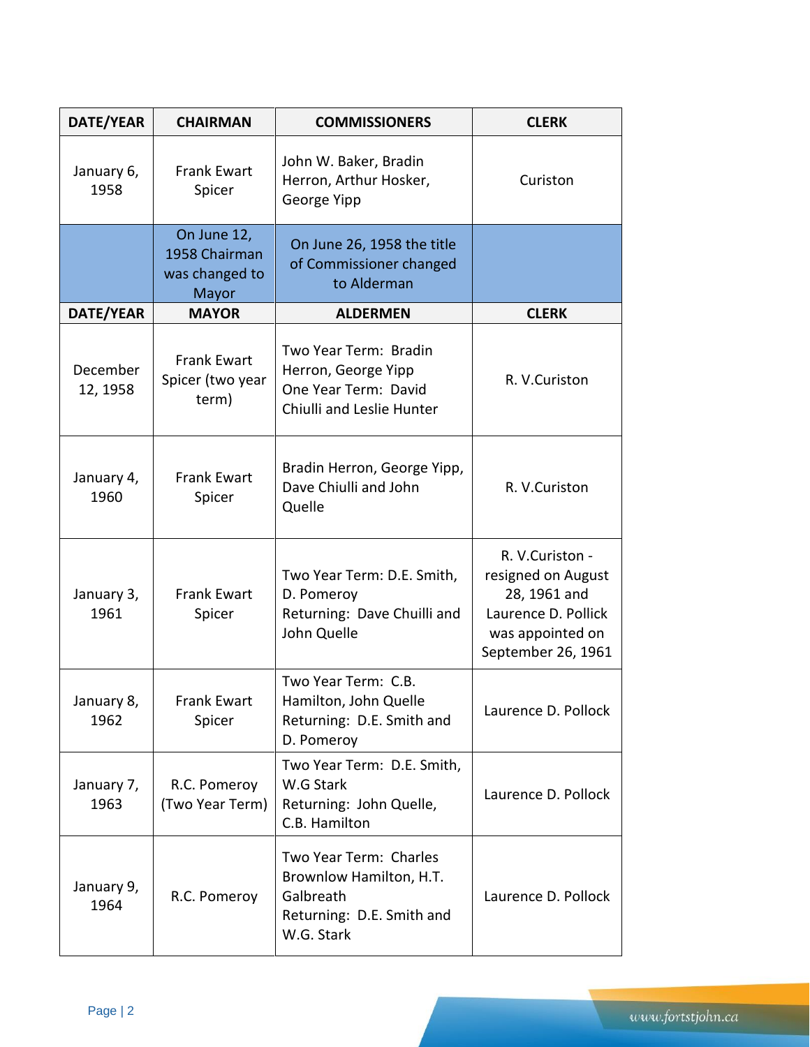| DATE/YEAR | CHAIRMAN | COMMISSIONERS | CLERK |
|---|---|---|---|
| January 6, 1958 | Frank Ewart Spicer | John W. Baker, Bradin Herron, Arthur Hosker, George Yipp | Curiston |
| | On June 12, 1958 Chairman was changed to Mayor | On June 26, 1958 the title of Commissioner changed to Alderman | |
| **DATE/YEAR** | **MAYOR** | **ALDERMEN** | **CLERK** |
| December 12, 1958 | Frank Ewart Spicer (two year term) | Two Year Term: Bradin Herron, George Yipp<br>One Year Term: David Chiulli and Leslie Hunter | R. V.Curiston |
| January 4, 1960 | Frank Ewart Spicer | Bradin Herron, George Yipp, Dave Chiulli and John Quelle | R. V.Curiston |
| January 3, 1961 | Frank Ewart Spicer | Two Year Term: D.E. Smith, D. Pomeroy<br>Returning: Dave Chuilli and John Quelle | R. V.Curiston - resigned on August 28, 1961 and Laurence D. Pollick was appointed on September 26, 1961 |
| January 8, 1962 | Frank Ewart Spicer | Two Year Term: C.B. Hamilton, John Quelle<br>Returning: D.E. Smith and D. Pomeroy | Laurence D. Pollock |
| January 7, 1963 | R.C. Pomeroy (Two Year Term) | Two Year Term: D.E. Smith, W.G Stark<br>Returning: John Quelle, C.B. Hamilton | Laurence D. Pollock |
| January 9, 1964 | R.C. Pomeroy | Two Year Term: Charles Brownlow Hamilton, H.T. Galbreath<br>Returning: D.E. Smith and W.G. Stark | Laurence D. Pollock |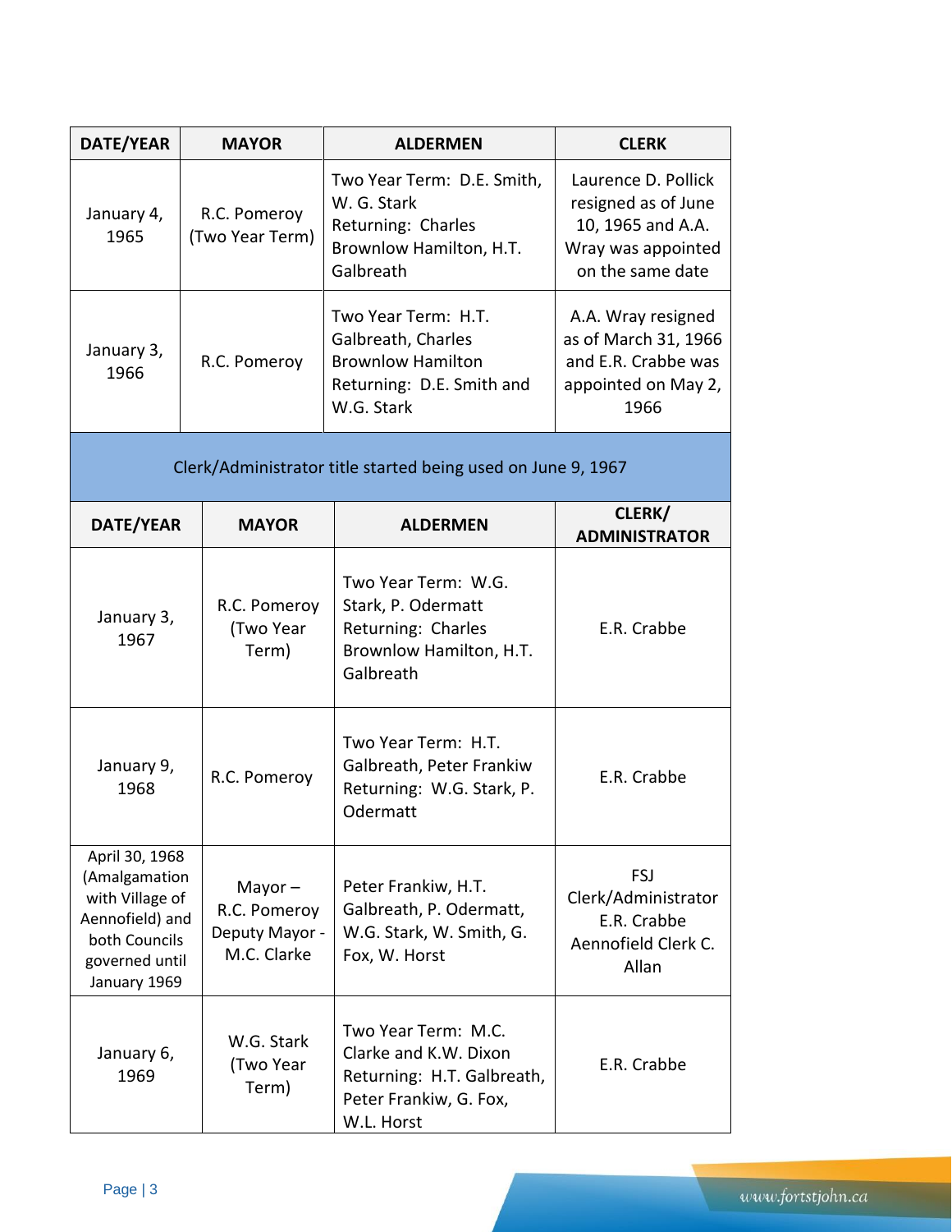| DATE/YEAR | MAYOR | ALDERMEN | CLERK |
|---|---|---|---|
| January 4, 1965 | R.C. Pomeroy (Two Year Term) | Two Year Term: D.E. Smith, W. G. Stark<br>Returning: Charles Brownlow Hamilton, H.T. Galbreath | Laurence D. Pollick resigned as of June 10, 1965 and A.A. Wray was appointed on the same date |
| January 3, 1966 | R.C. Pomeroy | Two Year Term: H.T. Galbreath, Charles Brownlow Hamilton<br>Returning: D.E. Smith and W.G. Stark | A.A. Wray resigned as of March 31, 1966 and E.R. Crabbe was appointed on May 2, 1966 |

Clerk/Administrator title started being used on June 9, 1967

| DATE/YEAR | MAYOR | ALDERMEN | CLERK/ ADMINISTRATOR |
|---|---|---|---|
| January 3, 1967 | R.C. Pomeroy (Two Year Term) | Two Year Term: W.G. Stark, P. Odermatt<br>Returning: Charles Brownlow Hamilton, H.T. Galbreath | E.R. Crabbe |
| January 9, 1968 | R.C. Pomeroy | Two Year Term: H.T. Galbreath, Peter Frankiw<br>Returning: W.G. Stark, P. Odermatt | E.R. Crabbe |
| April 30, 1968 (Amalgamation with Village of Aennofield) and both Councils governed until January 1969 | Mayor – R.C. Pomeroy<br>Deputy Mayor - M.C. Clarke | Peter Frankiw, H.T. Galbreath, P. Odermatt, W.G. Stark, W. Smith, G. Fox, W. Horst | FSJ Clerk/Administrator E.R. Crabbe<br>Aennofield Clerk C. Allan |
| January 6, 1969 | W.G. Stark (Two Year Term) | Two Year Term: M.C. Clarke and K.W. Dixon<br>Returning: H.T. Galbreath, Peter Frankiw, G. Fox, W.L. Horst | E.R. Crabbe |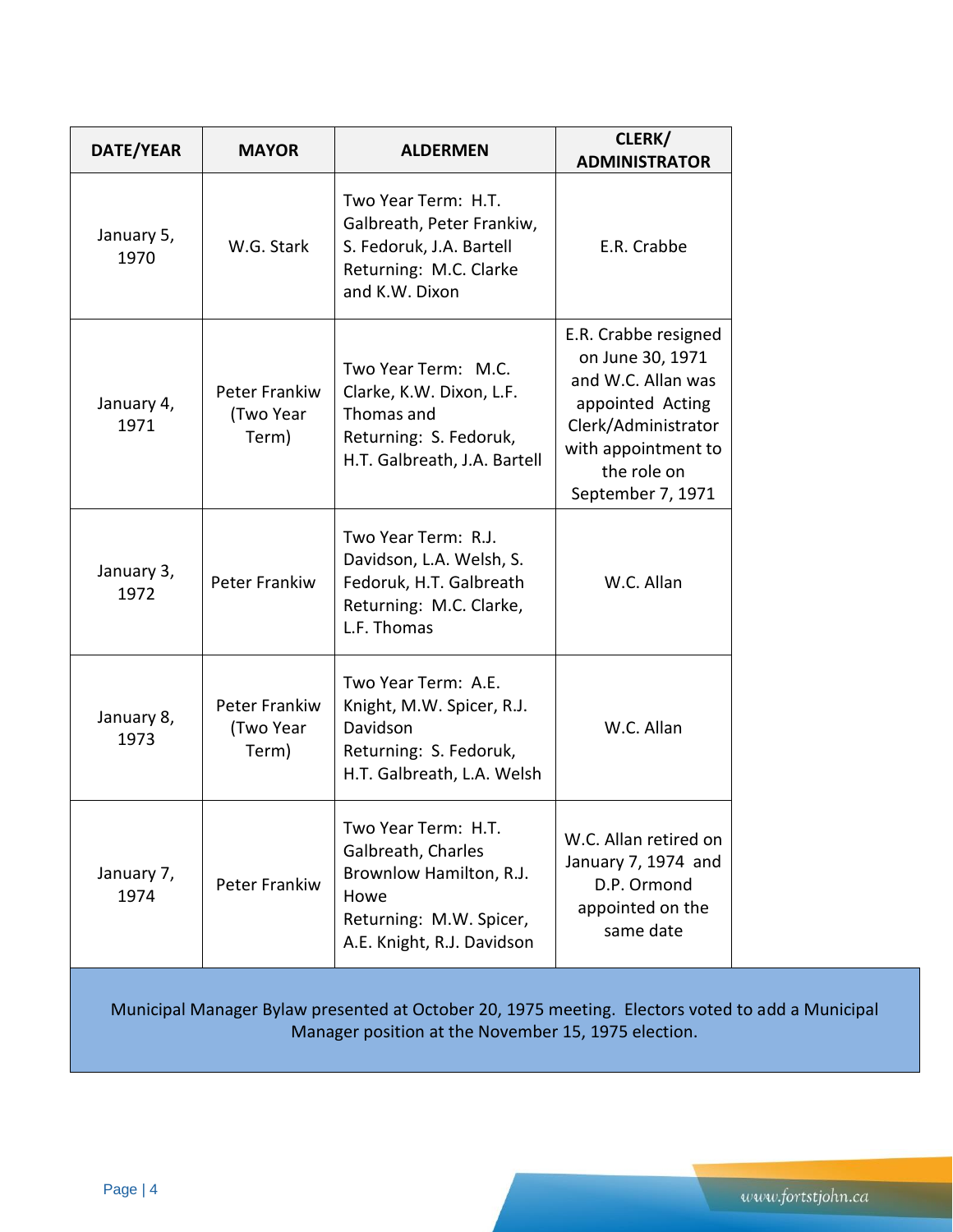| DATE/YEAR | MAYOR | ALDERMEN | CLERK/ ADMINISTRATOR |
|---|---|---|---|
| January 5, 1970 | W.G. Stark | Two Year Term: H.T. Galbreath, Peter Frankiw, S. Fedoruk, J.A. Bartell Returning: M.C. Clarke and K.W. Dixon | E.R. Crabbe |
| January 4, 1971 | Peter Frankiw (Two Year Term) | Two Year Term: M.C. Clarke, K.W. Dixon, L.F. Thomas and Returning: S. Fedoruk, H.T. Galbreath, J.A. Bartell | E.R. Crabbe resigned on June 30, 1971 and W.C. Allan was appointed Acting Clerk/Administrator with appointment to the role on September 7, 1971 |
| January 3, 1972 | Peter Frankiw | Two Year Term: R.J. Davidson, L.A. Welsh, S. Fedoruk, H.T. Galbreath Returning: M.C. Clarke, L.F. Thomas | W.C. Allan |
| January 8, 1973 | Peter Frankiw (Two Year Term) | Two Year Term: A.E. Knight, M.W. Spicer, R.J. Davidson Returning: S. Fedoruk, H.T. Galbreath, L.A. Welsh | W.C. Allan |
| January 7, 1974 | Peter Frankiw | Two Year Term: H.T. Galbreath, Charles Brownlow Hamilton, R.J. Howe Returning: M.W. Spicer, A.E. Knight, R.J. Davidson | W.C. Allan retired on January 7, 1974 and D.P. Ormond appointed on the same date |

Municipal Manager Bylaw presented at October 20, 1975 meeting. Electors voted to add a Municipal Manager position at the November 15, 1975 election.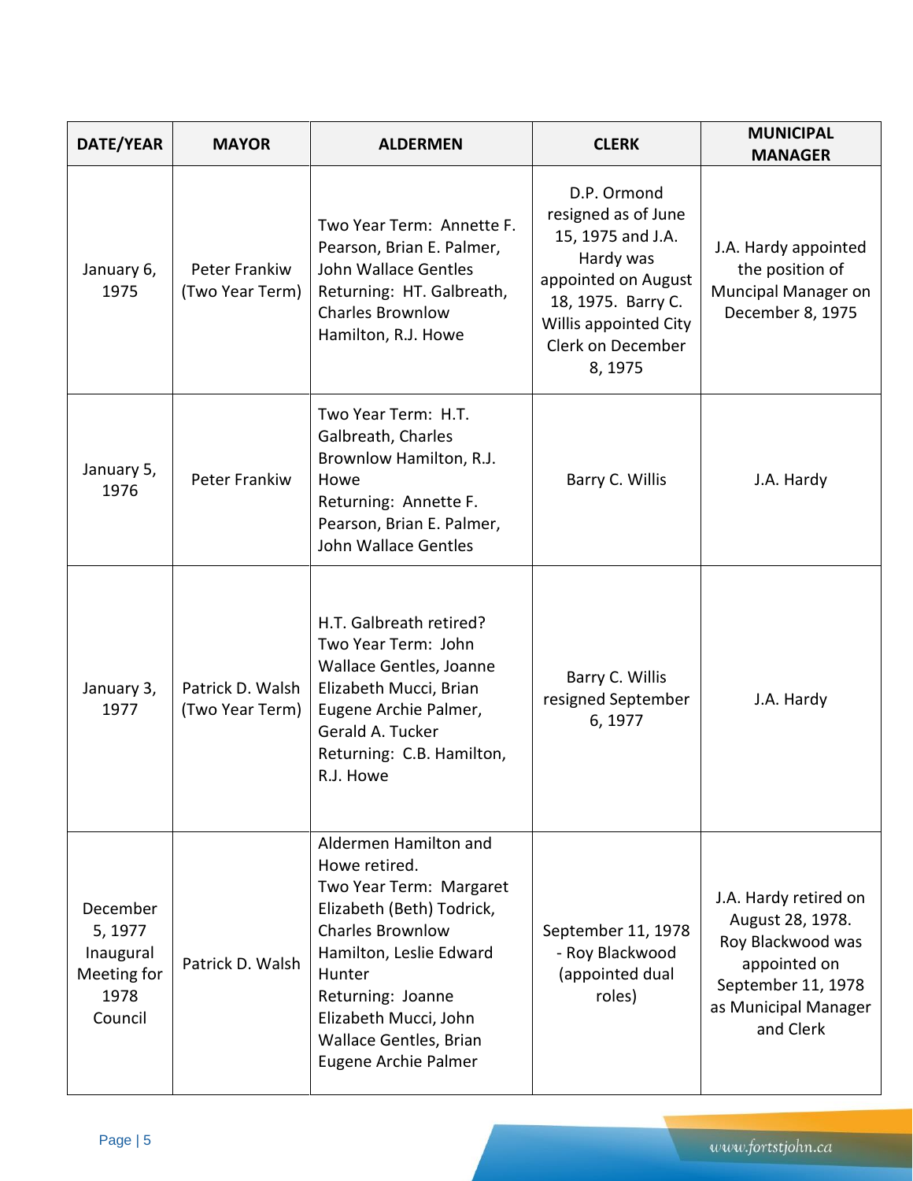| DATE/YEAR | MAYOR | ALDERMEN | CLERK | MUNICIPAL MANAGER |
|---|---|---|---|---|
| January 6, 1975 | Peter Frankiw (Two Year Term) | Two Year Term: Annette F. Pearson, Brian E. Palmer, John Wallace Gentles<br>Returning: HT. Galbreath, Charles Brownlow Hamilton, R.J. Howe | D.P. Ormond resigned as of June 15, 1975 and J.A. Hardy was appointed on August 18, 1975. Barry C. Willis appointed City Clerk on December 8, 1975 | J.A. Hardy appointed the position of Muncipal Manager on December 8, 1975 |
| January 5, 1976 | Peter Frankiw | Two Year Term: H.T. Galbreath, Charles Brownlow Hamilton, R.J. Howe<br>Returning: Annette F. Pearson, Brian E. Palmer, John Wallace Gentles | Barry C. Willis | J.A. Hardy |
| January 3, 1977 | Patrick D. Walsh (Two Year Term) | H.T. Galbreath retired?<br>Two Year Term: John Wallace Gentles, Joanne Elizabeth Mucci, Brian Eugene Archie Palmer, Gerald A. Tucker<br>Returning: C.B. Hamilton, R.J. Howe | Barry C. Willis resigned September 6, 1977 | J.A. Hardy |
| December 5, 1977 Inaugural Meeting for 1978 Council | Patrick D. Walsh | Aldermen Hamilton and Howe retired.<br>Two Year Term: Margaret Elizabeth (Beth) Todrick, Charles Brownlow Hamilton, Leslie Edward Hunter<br>Returning: Joanne Elizabeth Mucci, John Wallace Gentles, Brian Eugene Archie Palmer | September 11, 1978 - Roy Blackwood (appointed dual roles) | J.A. Hardy retired on August 28, 1978. Roy Blackwood was appointed on September 11, 1978 as Municipal Manager and Clerk |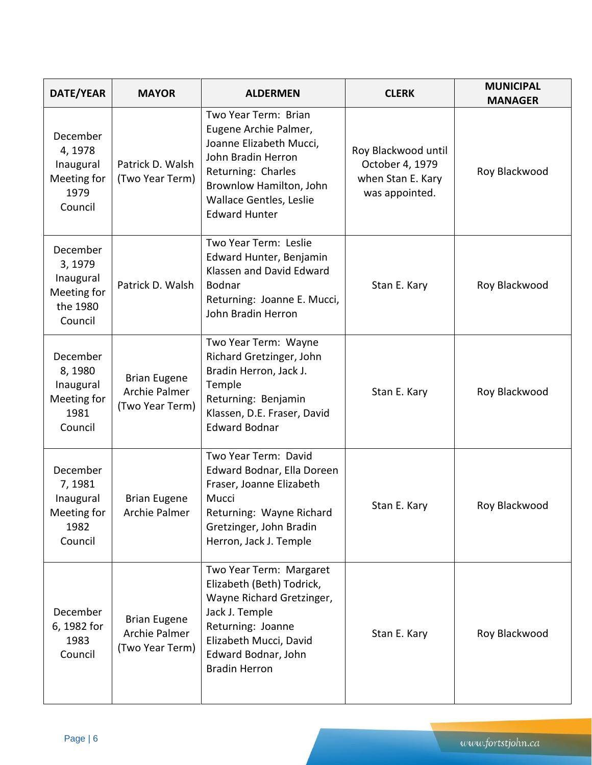| DATE/YEAR | MAYOR | ALDERMEN | CLERK | MUNICIPAL MANAGER |
|---|---|---|---|---|
| December 4, 1978 Inaugural Meeting for 1979 Council | Patrick D. Walsh (Two Year Term) | Two Year Term: Brian Eugene Archie Palmer, Joanne Elizabeth Mucci, John Bradin Herron<br>Returning: Charles Brownlow Hamilton, John Wallace Gentles, Leslie Edward Hunter | Roy Blackwood until October 4, 1979 when Stan E. Kary was appointed. | Roy Blackwood |
| December 3, 1979 Inaugural Meeting for the 1980 Council | Patrick D. Walsh | Two Year Term: Leslie Edward Hunter, Benjamin Klassen and David Edward Bodnar<br>Returning: Joanne E. Mucci, John Bradin Herron | Stan E. Kary | Roy Blackwood |
| December 8, 1980 Inaugural Meeting for 1981 Council | Brian Eugene Archie Palmer (Two Year Term) | Two Year Term: Wayne Richard Gretzinger, John Bradin Herron, Jack J. Temple<br>Returning: Benjamin Klassen, D.E. Fraser, David Edward Bodnar | Stan E. Kary | Roy Blackwood |
| December 7, 1981 Inaugural Meeting for 1982 Council | Brian Eugene Archie Palmer | Two Year Term: David Edward Bodnar, Ella Doreen Fraser, Joanne Elizabeth Mucci<br>Returning: Wayne Richard Gretzinger, John Bradin Herron, Jack J. Temple | Stan E. Kary | Roy Blackwood |
| December 6, 1982 for 1983 Council | Brian Eugene Archie Palmer (Two Year Term) | Two Year Term: Margaret Elizabeth (Beth) Todrick, Wayne Richard Gretzinger, Jack J. Temple<br>Returning: Joanne Elizabeth Mucci, David Edward Bodnar, John Bradin Herron | Stan E. Kary | Roy Blackwood |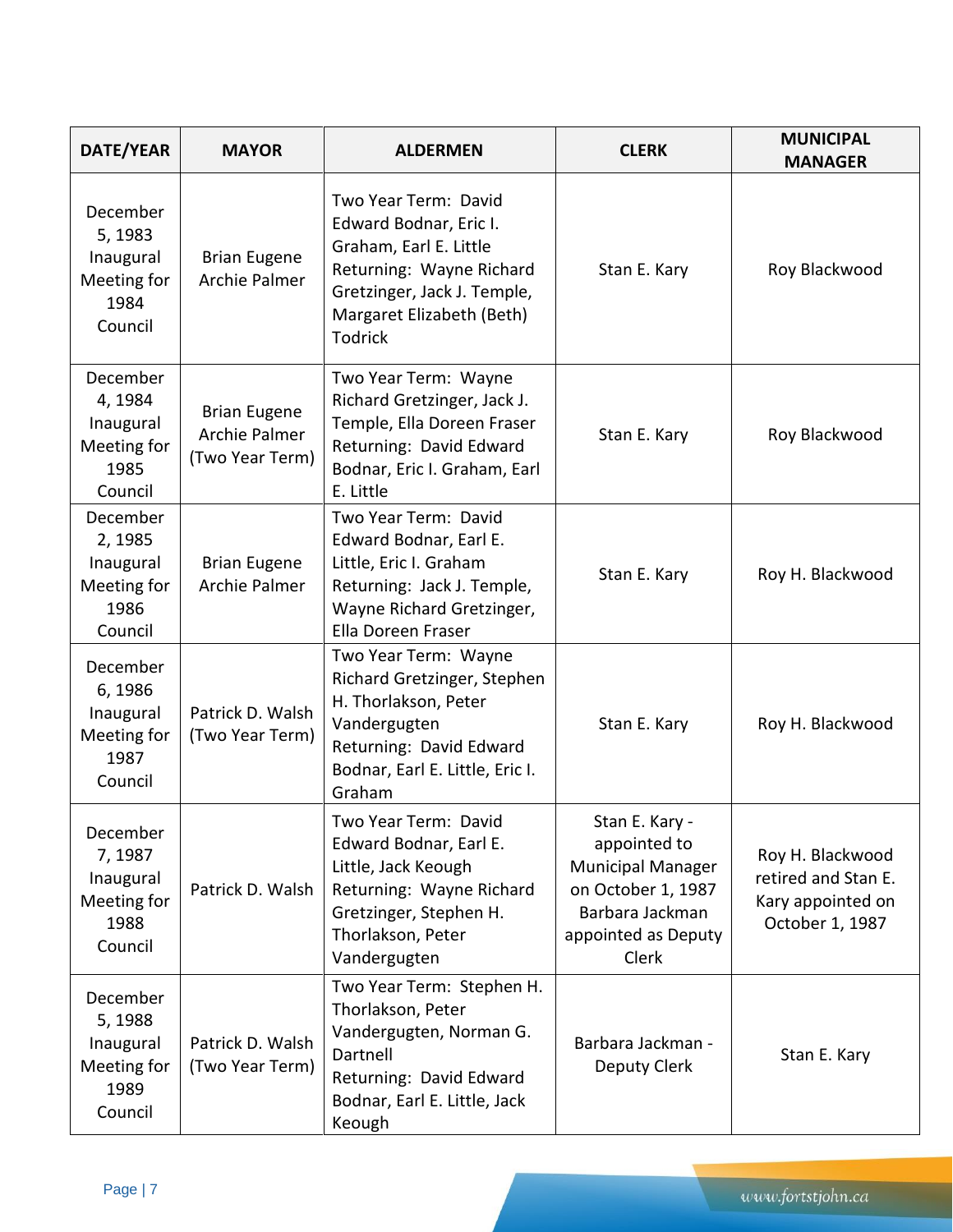| DATE/YEAR | MAYOR | ALDERMEN | CLERK | MUNICIPAL MANAGER |
|---|---|---|---|---|
| December 5, 1983 Inaugural Meeting for 1984 Council | Brian Eugene Archie Palmer | Two Year Term: David Edward Bodnar, Eric I. Graham, Earl E. Little Returning: Wayne Richard Gretzinger, Jack J. Temple, Margaret Elizabeth (Beth) Todrick | Stan E. Kary | Roy Blackwood |
| December 4, 1984 Inaugural Meeting for 1985 Council | Brian Eugene Archie Palmer (Two Year Term) | Two Year Term: Wayne Richard Gretzinger, Jack J. Temple, Ella Doreen Fraser Returning: David Edward Bodnar, Eric I. Graham, Earl E. Little | Stan E. Kary | Roy Blackwood |
| December 2, 1985 Inaugural Meeting for 1986 Council | Brian Eugene Archie Palmer | Two Year Term: David Edward Bodnar, Earl E. Little, Eric I. Graham Returning: Jack J. Temple, Wayne Richard Gretzinger, Ella Doreen Fraser | Stan E. Kary | Roy H. Blackwood |
| December 6, 1986 Inaugural Meeting for 1987 Council | Patrick D. Walsh (Two Year Term) | Two Year Term: Wayne Richard Gretzinger, Stephen H. Thorlakson, Peter Vandergugten Returning: David Edward Bodnar, Earl E. Little, Eric I. Graham | Stan E. Kary | Roy H. Blackwood |
| December 7, 1987 Inaugural Meeting for 1988 Council | Patrick D. Walsh | Two Year Term: David Edward Bodnar, Earl E. Little, Jack Keough Returning: Wayne Richard Gretzinger, Stephen H. Thorlakson, Peter Vandergugten | Stan E. Kary - appointed to Municipal Manager on October 1, 1987 Barbara Jackman appointed as Deputy Clerk | Roy H. Blackwood retired and Stan E. Kary appointed on October 1, 1987 |
| December 5, 1988 Inaugural Meeting for 1989 Council | Patrick D. Walsh (Two Year Term) | Two Year Term: Stephen H. Thorlakson, Peter Vandergugten, Norman G. Dartnell Returning: David Edward Bodnar, Earl E. Little, Jack Keough | Barbara Jackman - Deputy Clerk | Stan E. Kary |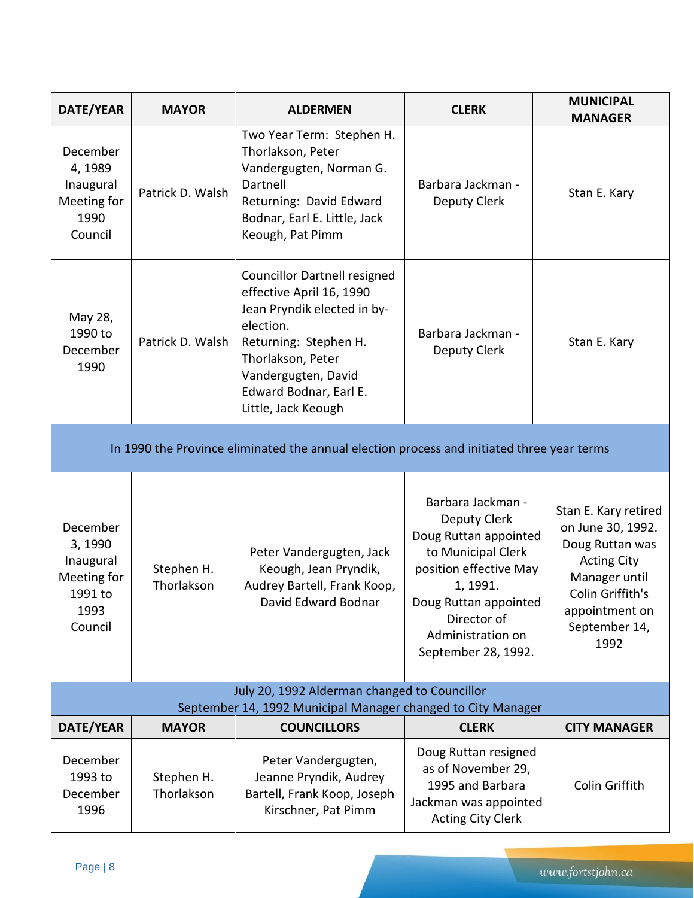| DATE/YEAR | MAYOR | ALDERMEN | CLERK | MUNICIPAL MANAGER |
|---|---|---|---|---|
| December 4, 1989 Inaugural Meeting for 1990 Council | Patrick D. Walsh | Two Year Term: Stephen H. Thorlakson, Peter Vandergugten, Norman G. Dartnell<br>Returning: David Edward Bodnar, Earl E. Little, Jack Keough, Pat Pimm | Barbara Jackman - Deputy Clerk | Stan E. Kary |
| May 28, 1990 to December 1990 | Patrick D. Walsh | Councillor Dartnell resigned effective April 16, 1990 Jean Pryndik elected in by-election.<br>Returning: Stephen H. Thorlakson, Peter Vandergugten, David Edward Bodnar, Earl E. Little, Jack Keough | Barbara Jackman - Deputy Clerk | Stan E. Kary |
| In 1990 the Province eliminated the annual election process and initiated three year terms | | | | |
| December 3, 1990 Inaugural Meeting for 1991 to 1993 Council | Stephen H. Thorlakson | Peter Vandergugten, Jack Keough, Jean Pryndik, Audrey Bartell, Frank Koop, David Edward Bodnar | Barbara Jackman - Deputy Clerk<br>Doug Ruttan appointed to Municipal Clerk position effective May 1, 1991.<br>Doug Ruttan appointed Director of Administration on September 28, 1992. | Stan E. Kary retired on June 30, 1992. Doug Ruttan was Acting City Manager until Colin Griffith's appointment on September 14, 1992 |
| July 20, 1992 Alderman changed to Councillor<br>September 14, 1992 Municipal Manager changed to City Manager | | | | |
| **DATE/YEAR** | **MAYOR** | **COUNCILLORS** | **CLERK** | **CITY MANAGER** |
| December 1993 to December 1996 | Stephen H. Thorlakson | Peter Vandergugten, Jeanne Pryndik, Audrey Bartell, Frank Koop, Joseph Kirschner, Pat Pimm | Doug Ruttan resigned as of November 29, 1995 and Barbara Jackman was appointed Acting City Clerk | Colin Griffith |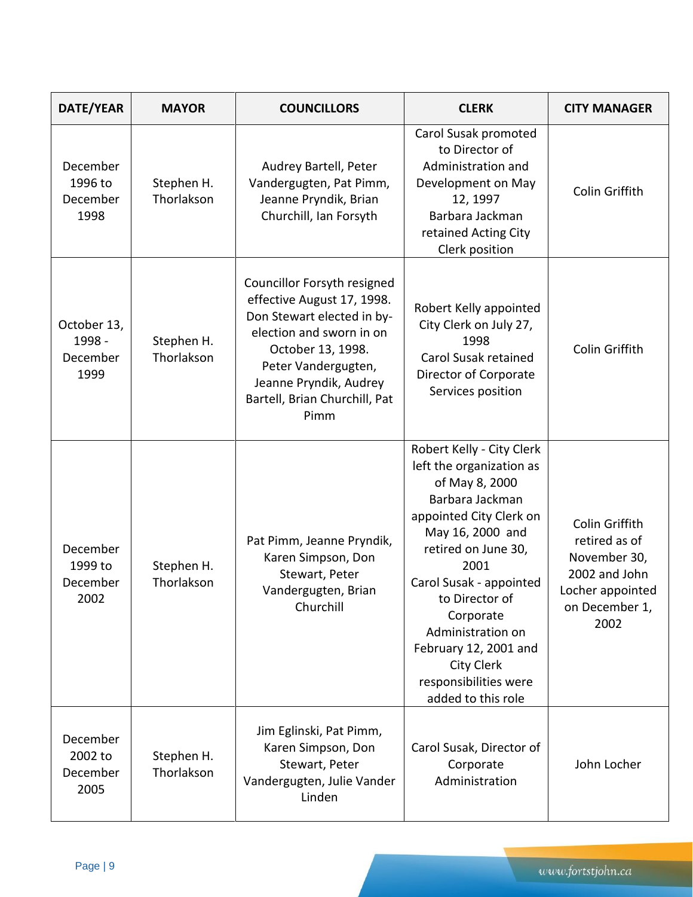| DATE/YEAR | MAYOR | COUNCILLORS | CLERK | CITY MANAGER |
|---|---|---|---|---|
| December 1996 to December 1998 | Stephen H. Thorlakson | Audrey Bartell, Peter Vandergugten, Pat Pimm, Jeanne Pryndik, Brian Churchill, Ian Forsyth | Carol Susak promoted to Director of Administration and Development on May 12, 1997 Barbara Jackman retained Acting City Clerk position | Colin Griffith |
| October 13, 1998 - December 1999 | Stephen H. Thorlakson | Councillor Forsyth resigned effective August 17, 1998. Don Stewart elected in by-election and sworn in on October 13, 1998. Peter Vandergugten, Jeanne Pryndik, Audrey Bartell, Brian Churchill, Pat Pimm | Robert Kelly appointed City Clerk on July 27, 1998 Carol Susak retained Director of Corporate Services position | Colin Griffith |
| December 1999 to December 2002 | Stephen H. Thorlakson | Pat Pimm, Jeanne Pryndik, Karen Simpson, Don Stewart, Peter Vandergugten, Brian Churchill | Robert Kelly - City Clerk left the organization as of May 8, 2000 Barbara Jackman appointed City Clerk on May 16, 2000 and retired on June 30, 2001 Carol Susak - appointed to Director of Corporate Administration on February 12, 2001 and City Clerk responsibilities were added to this role | Colin Griffith retired as of November 30, 2002 and John Locher appointed on December 1, 2002 |
| December 2002 to December 2005 | Stephen H. Thorlakson | Jim Eglinski, Pat Pimm, Karen Simpson, Don Stewart, Peter Vandergugten, Julie Vander Linden | Carol Susak, Director of Corporate Administration | John Locher |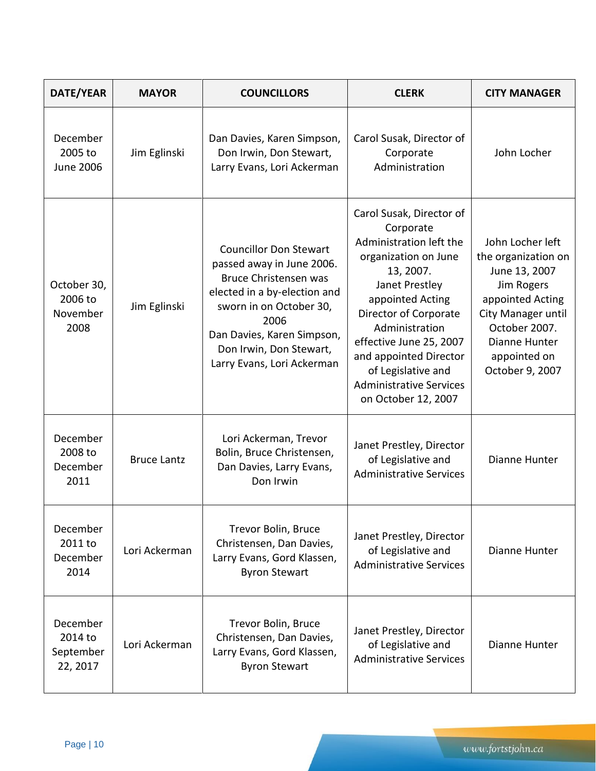| DATE/YEAR | MAYOR | COUNCILLORS | CLERK | CITY MANAGER |
|---|---|---|---|---|
| December 2005 to June 2006 | Jim Eglinski | Dan Davies, Karen Simpson, Don Irwin, Don Stewart, Larry Evans, Lori Ackerman | Carol Susak, Director of Corporate Administration | John Locher |
| October 30, 2006 to November 2008 | Jim Eglinski | Councillor Don Stewart passed away in June 2006. Bruce Christensen was elected in a by-election and sworn in on October 30, 2006 Dan Davies, Karen Simpson, Don Irwin, Don Stewart, Larry Evans, Lori Ackerman | Carol Susak, Director of Corporate Administration left the organization on June 13, 2007. Janet Prestley appointed Acting Director of Corporate Administration effective June 25, 2007 and appointed Director of Legislative and Administrative Services on October 12, 2007 | John Locher left the organization on June 13, 2007 Jim Rogers appointed Acting City Manager until October 2007. Dianne Hunter appointed on October 9, 2007 |
| December 2008 to December 2011 | Bruce Lantz | Lori Ackerman, Trevor Bolin, Bruce Christensen, Dan Davies, Larry Evans, Don Irwin | Janet Prestley, Director of Legislative and Administrative Services | Dianne Hunter |
| December 2011 to December 2014 | Lori Ackerman | Trevor Bolin, Bruce Christensen, Dan Davies, Larry Evans, Gord Klassen, Byron Stewart | Janet Prestley, Director of Legislative and Administrative Services | Dianne Hunter |
| December 2014 to September 22, 2017 | Lori Ackerman | Trevor Bolin, Bruce Christensen, Dan Davies, Larry Evans, Gord Klassen, Byron Stewart | Janet Prestley, Director of Legislative and Administrative Services | Dianne Hunter |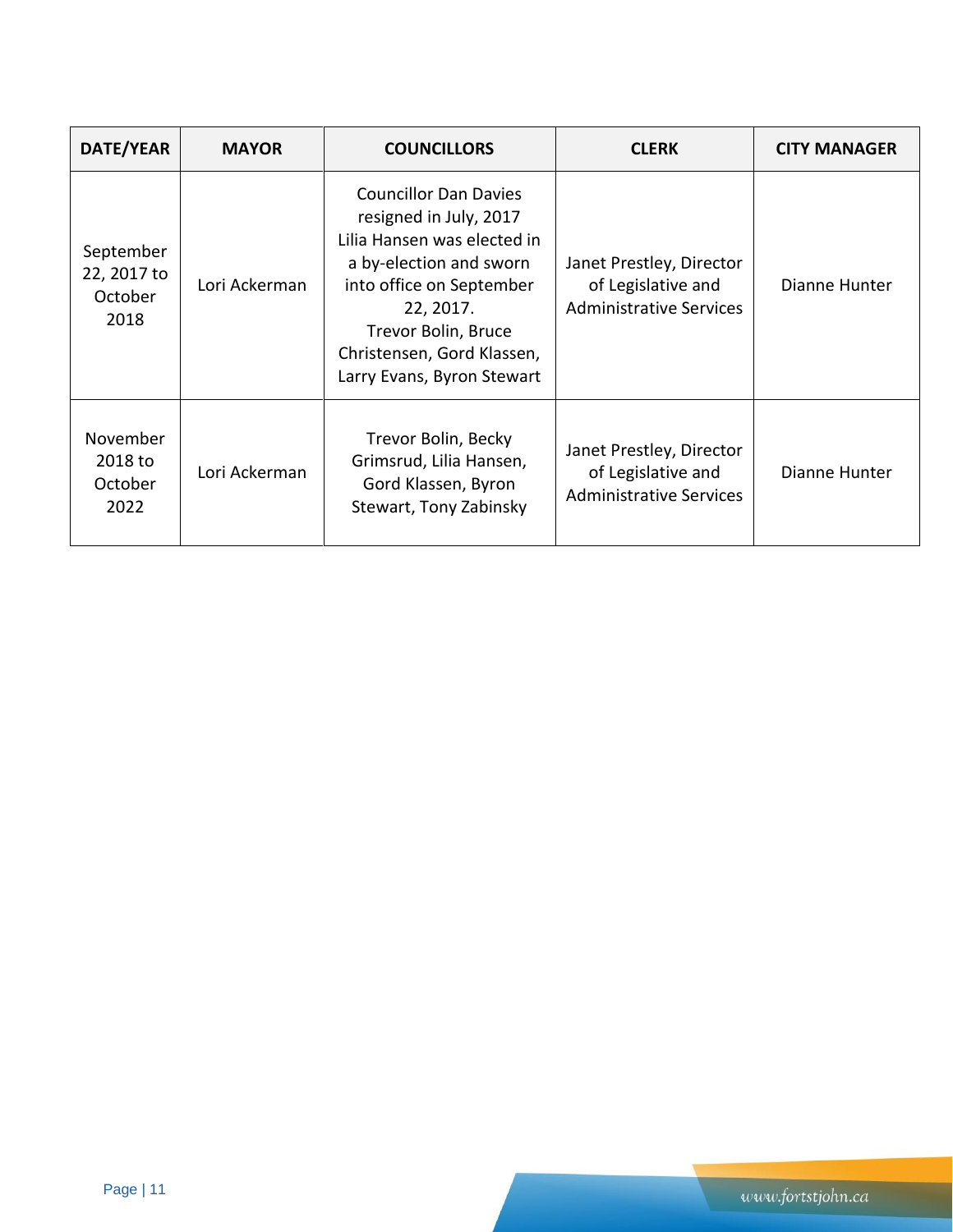| DATE/YEAR | MAYOR | COUNCILLORS | CLERK | CITY MANAGER |
|---|---|---|---|---|
| September 22, 2017 to October 2018 | Lori Ackerman | Councillor Dan Davies resigned in July, 2017 Lilia Hansen was elected in a by-election and sworn into office on September 22, 2017. Trevor Bolin, Bruce Christensen, Gord Klassen, Larry Evans, Byron Stewart | Janet Prestley, Director of Legislative and Administrative Services | Dianne Hunter |
| November 2018 to October 2022 | Lori Ackerman | Trevor Bolin, Becky Grimsrud, Lilia Hansen, Gord Klassen, Byron Stewart, Tony Zabinsky | Janet Prestley, Director of Legislative and Administrative Services | Dianne Hunter |